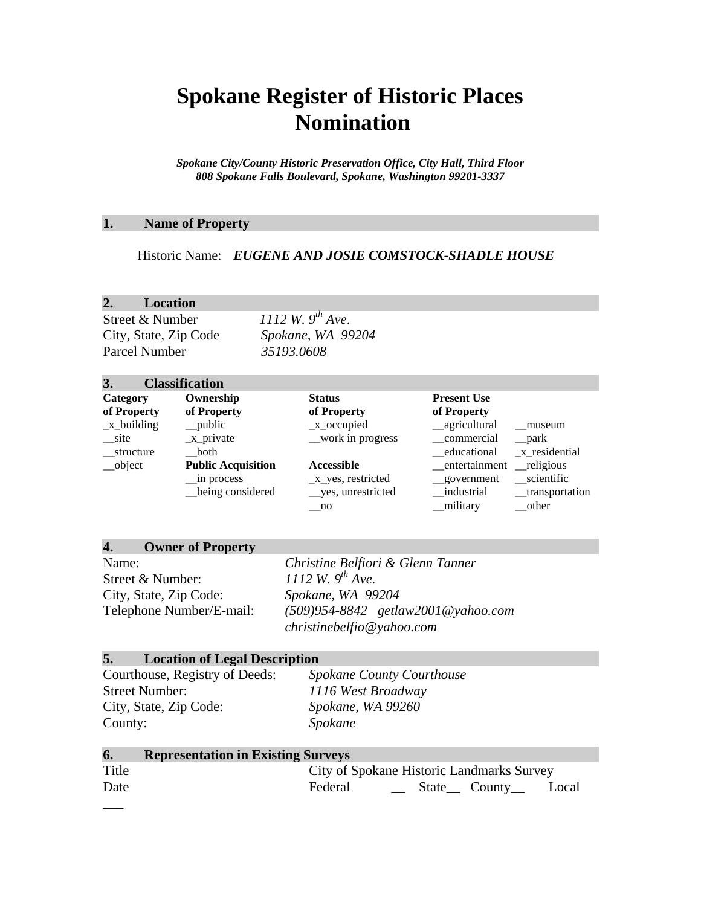# Spokane Register of Historic Places Nomination

***Spokane City/County Historic Preservation Office, City Hall, Third Floor***
***808 Spokane Falls Boulevard, Spokane, Washington 99201-3337***

## 1. Name of Property

Historic Name: ***EUGENE AND JOSIE COMSTOCK-SHADLE HOUSE***

## 2. Location

| | |
|---|---|
| Street & Number | *1112 W. 9th Ave.* |
| City, State, Zip Code | *Spokane, WA 99204* |
| Parcel Number | *35193.0608* |

## 3. Classification

| **Category of Property** | **Ownership of Property** | **Status of Property** | **Present Use of Property** | |
|---|---|---|---|---|
| _x_building | __public | _x_occupied | __agricultural | __museum |
| __site | _x_private | __work in progress | __commercial | __park |
| __structure | __both | | __educational | _x_residential |
| __object | **Public Acquisition** | **Accessible** | __entertainment | __religious |
| | __in process | _x_yes, restricted | __government | __scientific |
| | __being considered | __yes, unrestricted | __industrial | __transportation |
| | | __no | __military | __other |

## 4. Owner of Property

| | |
|---|---|
| Name: | *Christine Belfiori & Glenn Tanner* |
| Street & Number: | *1112 W. 9th Ave.* |
| City, State, Zip Code: | *Spokane, WA 99204* |
| Telephone Number/E-mail: | *(509)954-8842 getlaw2001@yahoo.com christinebelfio@yahoo.com* |

## 5. Location of Legal Description

| | |
|---|---|
| Courthouse, Registry of Deeds: | *Spokane County Courthouse* |
| Street Number: | *1116 West Broadway* |
| City, State, Zip Code: | *Spokane, WA 99260* |
| County: | *Spokane* |

## 6. Representation in Existing Surveys

| | |
|---|---|
| Title | City of Spokane Historic Landmarks Survey |
| Date | Federal __ State__ County__ Local ___ |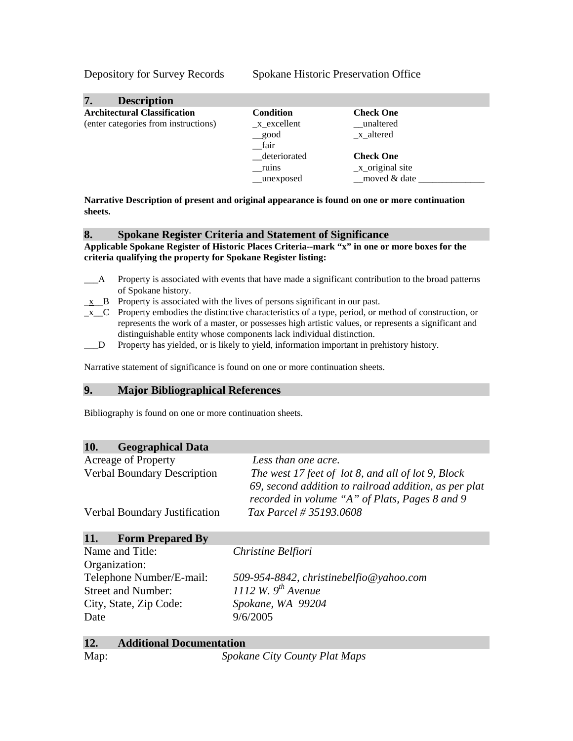Depository for Survey Records    Spokane Historic Preservation Office

## 7. Description

| **Architectural Classification** | **Condition** | **Check One** |
|---|---|---|
| (enter categories from instructions) | _x_excellent | __unaltered |
| | __good | _x_altered |
| | __fair | |
| | __deteriorated | **Check One** |
| | __ruins | _x_original site |
| | __unexposed | __moved & date ______________ |

**Narrative Description of present and original appearance is found on one or more continuation sheets.**

## 8. Spokane Register Criteria and Statement of Significance

**Applicable Spokane Register of Historic Places Criteria--mark "x" in one or more boxes for the criteria qualifying the property for Spokane Register listing:**

___A Property is associated with events that have made a significant contribution to the broad patterns of Spokane history.

_x__B Property is associated with the lives of persons significant in our past.

_x__C Property embodies the distinctive characteristics of a type, period, or method of construction, or represents the work of a master, or possesses high artistic values, or represents a significant and distinguishable entity whose components lack individual distinction.

___D Property has yielded, or is likely to yield, information important in prehistory history.

Narrative statement of significance is found on one or more continuation sheets.

## 9. Major Bibliographical References

Bibliography is found on one or more continuation sheets.

## 10. Geographical Data

| | |
|---|---|
| Acreage of Property | *Less than one acre.* |
| Verbal Boundary Description | *The west 17 feet of lot 8, and all of lot 9, Block 69, second addition to railroad addition, as per plat recorded in volume "A" of Plats, Pages 8 and 9* |
| Verbal Boundary Justification | *Tax Parcel # 35193.0608* |

## 11. Form Prepared By

| | |
|---|---|
| Name and Title: | *Christine Belfiori* |
| Organization: | |
| Telephone Number/E-mail: | *509-954-8842, christinebelfio@yahoo.com* |
| Street and Number: | *1112 W. 9th Avenue* |
| City, State, Zip Code: | *Spokane, WA 99204* |
| Date | 9/6/2005 |

## 12. Additional Documentation

Map: *Spokane City County Plat Maps*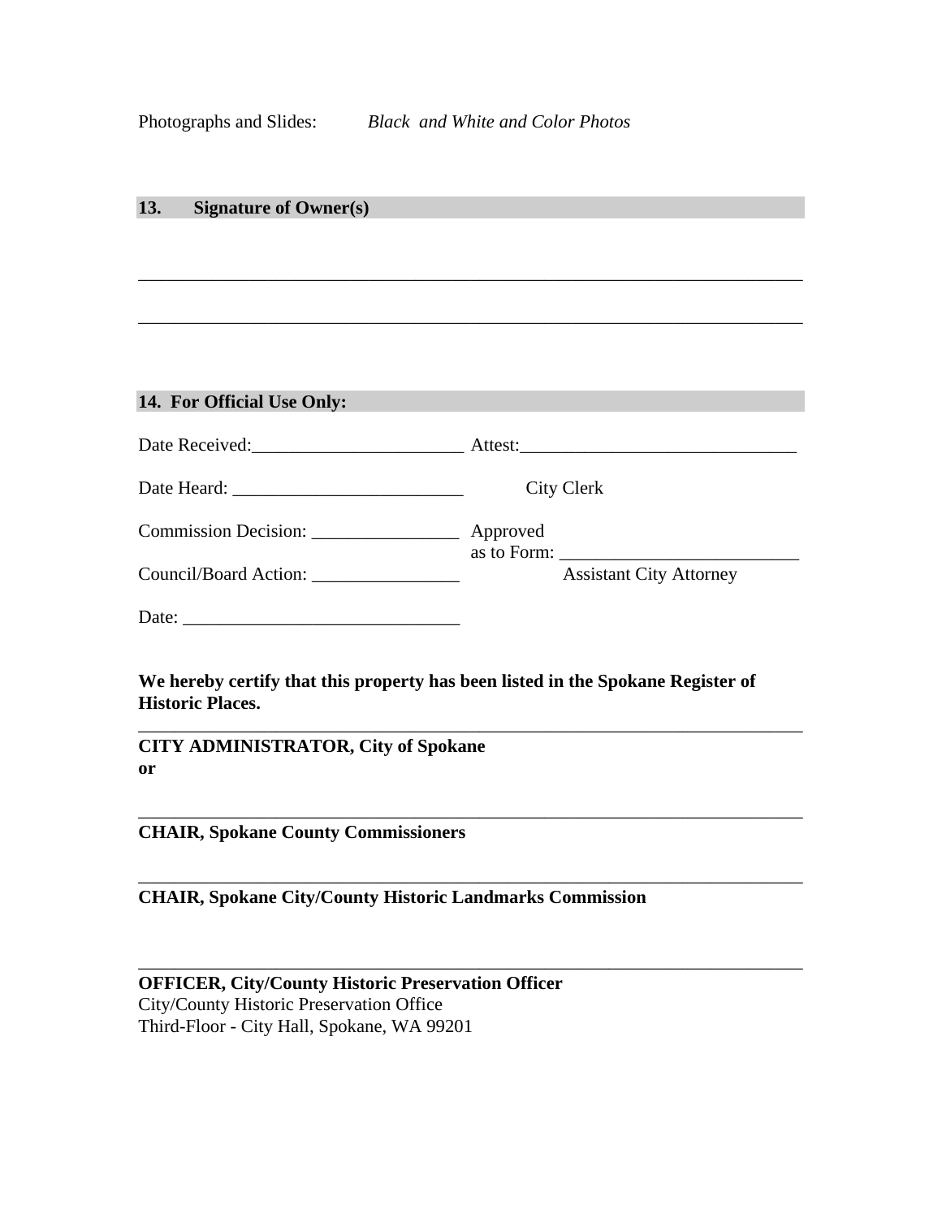Photographs and Slides: *Black and White and Color Photos*

## 13. Signature of Owner(s)

\_\_\_\_\_\_\_\_\_\_\_\_\_\_\_\_\_\_\_\_\_\_\_\_\_\_\_\_\_\_\_\_\_\_\_\_\_\_\_\_\_\_\_\_\_\_\_\_\_\_\_\_\_\_\_\_\_\_\_\_\_\_\_\_\_\_\_\_\_\_\_\_

\_\_\_\_\_\_\_\_\_\_\_\_\_\_\_\_\_\_\_\_\_\_\_\_\_\_\_\_\_\_\_\_\_\_\_\_\_\_\_\_\_\_\_\_\_\_\_\_\_\_\_\_\_\_\_\_\_\_\_\_\_\_\_\_\_\_\_\_\_\_\_\_

## 14. For Official Use Only:

Date Received:\_\_\_\_\_\_\_\_\_\_\_\_\_\_\_\_\_\_\_\_\_\_\_ Attest:\_\_\_\_\_\_\_\_\_\_\_\_\_\_\_\_\_\_\_\_\_\_\_\_\_\_\_\_\_\_

Date Heard: \_\_\_\_\_\_\_\_\_\_\_\_\_\_\_\_\_\_\_\_\_\_\_\_\_ City Clerk

Commission Decision: \_\_\_\_\_\_\_\_\_\_\_\_\_\_\_\_ Approved as to Form: \_\_\_\_\_\_\_\_\_\_\_\_\_\_\_\_\_\_\_\_\_\_\_\_\_\_

Council/Board Action: \_\_\_\_\_\_\_\_\_\_\_\_\_\_\_\_ Assistant City Attorney

Date: \_\_\_\_\_\_\_\_\_\_\_\_\_\_\_\_\_\_\_\_\_\_\_\_\_\_\_\_\_\_

**We hereby certify that this property has been listed in the Spokane Register of Historic Places.**

\_\_\_\_\_\_\_\_\_\_\_\_\_\_\_\_\_\_\_\_\_\_\_\_\_\_\_\_\_\_\_\_\_\_\_\_\_\_\_\_\_\_\_\_\_\_\_\_\_\_\_\_\_\_\_\_\_\_\_\_\_\_\_\_\_\_\_\_\_\_\_\_

**CITY ADMINISTRATOR, City of Spokane**
**or**

\_\_\_\_\_\_\_\_\_\_\_\_\_\_\_\_\_\_\_\_\_\_\_\_\_\_\_\_\_\_\_\_\_\_\_\_\_\_\_\_\_\_\_\_\_\_\_\_\_\_\_\_\_\_\_\_\_\_\_\_\_\_\_\_\_\_\_\_\_\_\_\_

**CHAIR, Spokane County Commissioners**

\_\_\_\_\_\_\_\_\_\_\_\_\_\_\_\_\_\_\_\_\_\_\_\_\_\_\_\_\_\_\_\_\_\_\_\_\_\_\_\_\_\_\_\_\_\_\_\_\_\_\_\_\_\_\_\_\_\_\_\_\_\_\_\_\_\_\_\_\_\_\_\_

**CHAIR, Spokane City/County Historic Landmarks Commission**

\_\_\_\_\_\_\_\_\_\_\_\_\_\_\_\_\_\_\_\_\_\_\_\_\_\_\_\_\_\_\_\_\_\_\_\_\_\_\_\_\_\_\_\_\_\_\_\_\_\_\_\_\_\_\_\_\_\_\_\_\_\_\_\_\_\_\_\_\_\_\_\_

**OFFICER, City/County Historic Preservation Officer**
City/County Historic Preservation Office
Third-Floor - City Hall, Spokane, WA 99201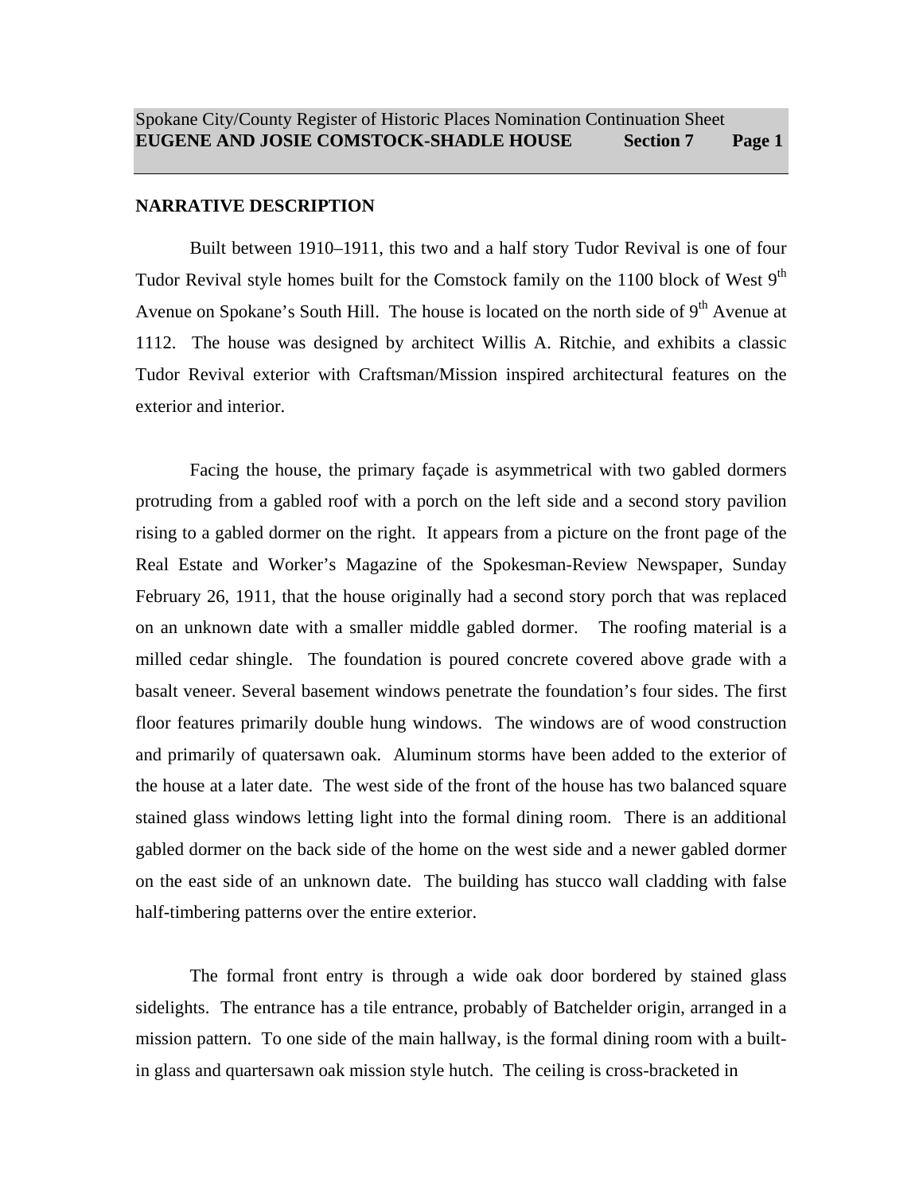## NARRATIVE DESCRIPTION

Built between 1910–1911, this two and a half story Tudor Revival is one of four Tudor Revival style homes built for the Comstock family on the 1100 block of West 9th Avenue on Spokane's South Hill. The house is located on the north side of 9th Avenue at 1112. The house was designed by architect Willis A. Ritchie, and exhibits a classic Tudor Revival exterior with Craftsman/Mission inspired architectural features on the exterior and interior.

Facing the house, the primary façade is asymmetrical with two gabled dormers protruding from a gabled roof with a porch on the left side and a second story pavilion rising to a gabled dormer on the right. It appears from a picture on the front page of the Real Estate and Worker's Magazine of the Spokesman-Review Newspaper, Sunday February 26, 1911, that the house originally had a second story porch that was replaced on an unknown date with a smaller middle gabled dormer. The roofing material is a milled cedar shingle. The foundation is poured concrete covered above grade with a basalt veneer. Several basement windows penetrate the foundation's four sides. The first floor features primarily double hung windows. The windows are of wood construction and primarily of quatersawn oak. Aluminum storms have been added to the exterior of the house at a later date. The west side of the front of the house has two balanced square stained glass windows letting light into the formal dining room. There is an additional gabled dormer on the back side of the home on the west side and a newer gabled dormer on the east side of an unknown date. The building has stucco wall cladding with false half-timbering patterns over the entire exterior.

The formal front entry is through a wide oak door bordered by stained glass sidelights. The entrance has a tile entrance, probably of Batchelder origin, arranged in a mission pattern. To one side of the main hallway, is the formal dining room with a built-in glass and quartersawn oak mission style hutch. The ceiling is cross-bracketed in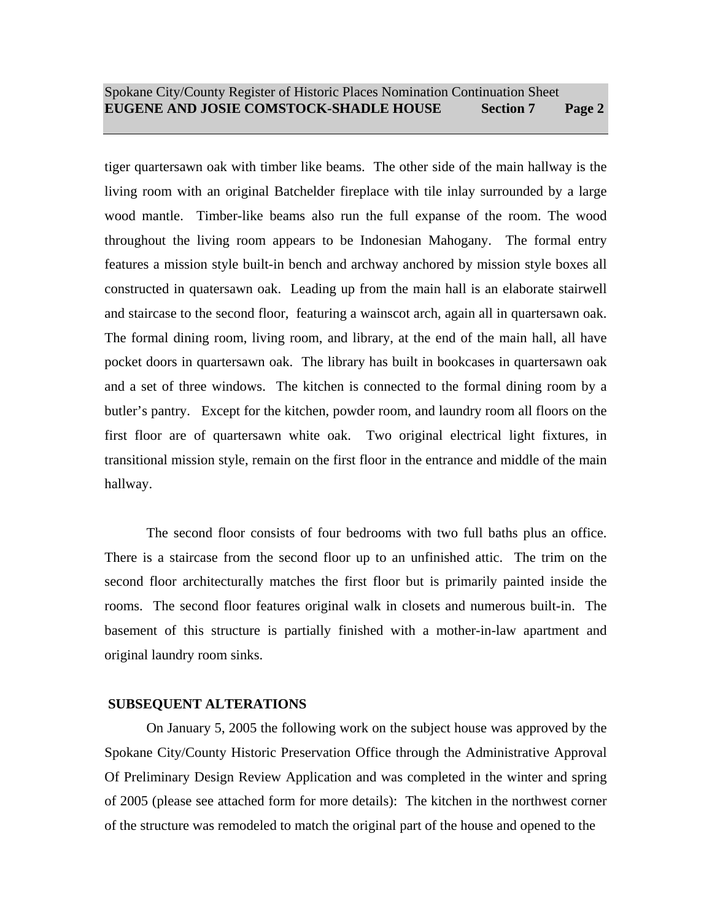tiger quartersawn oak with timber like beams. The other side of the main hallway is the living room with an original Batchelder fireplace with tile inlay surrounded by a large wood mantle. Timber-like beams also run the full expanse of the room. The wood throughout the living room appears to be Indonesian Mahogany. The formal entry features a mission style built-in bench and archway anchored by mission style boxes all constructed in quatersawn oak. Leading up from the main hall is an elaborate stairwell and staircase to the second floor, featuring a wainscot arch, again all in quartersawn oak. The formal dining room, living room, and library, at the end of the main hall, all have pocket doors in quartersawn oak. The library has built in bookcases in quartersawn oak and a set of three windows. The kitchen is connected to the formal dining room by a butler's pantry. Except for the kitchen, powder room, and laundry room all floors on the first floor are of quartersawn white oak. Two original electrical light fixtures, in transitional mission style, remain on the first floor in the entrance and middle of the main hallway.

The second floor consists of four bedrooms with two full baths plus an office. There is a staircase from the second floor up to an unfinished attic. The trim on the second floor architecturally matches the first floor but is primarily painted inside the rooms. The second floor features original walk in closets and numerous built-in. The basement of this structure is partially finished with a mother-in-law apartment and original laundry room sinks.

## SUBSEQUENT ALTERATIONS

On January 5, 2005 the following work on the subject house was approved by the Spokane City/County Historic Preservation Office through the Administrative Approval Of Preliminary Design Review Application and was completed in the winter and spring of 2005 (please see attached form for more details): The kitchen in the northwest corner of the structure was remodeled to match the original part of the house and opened to the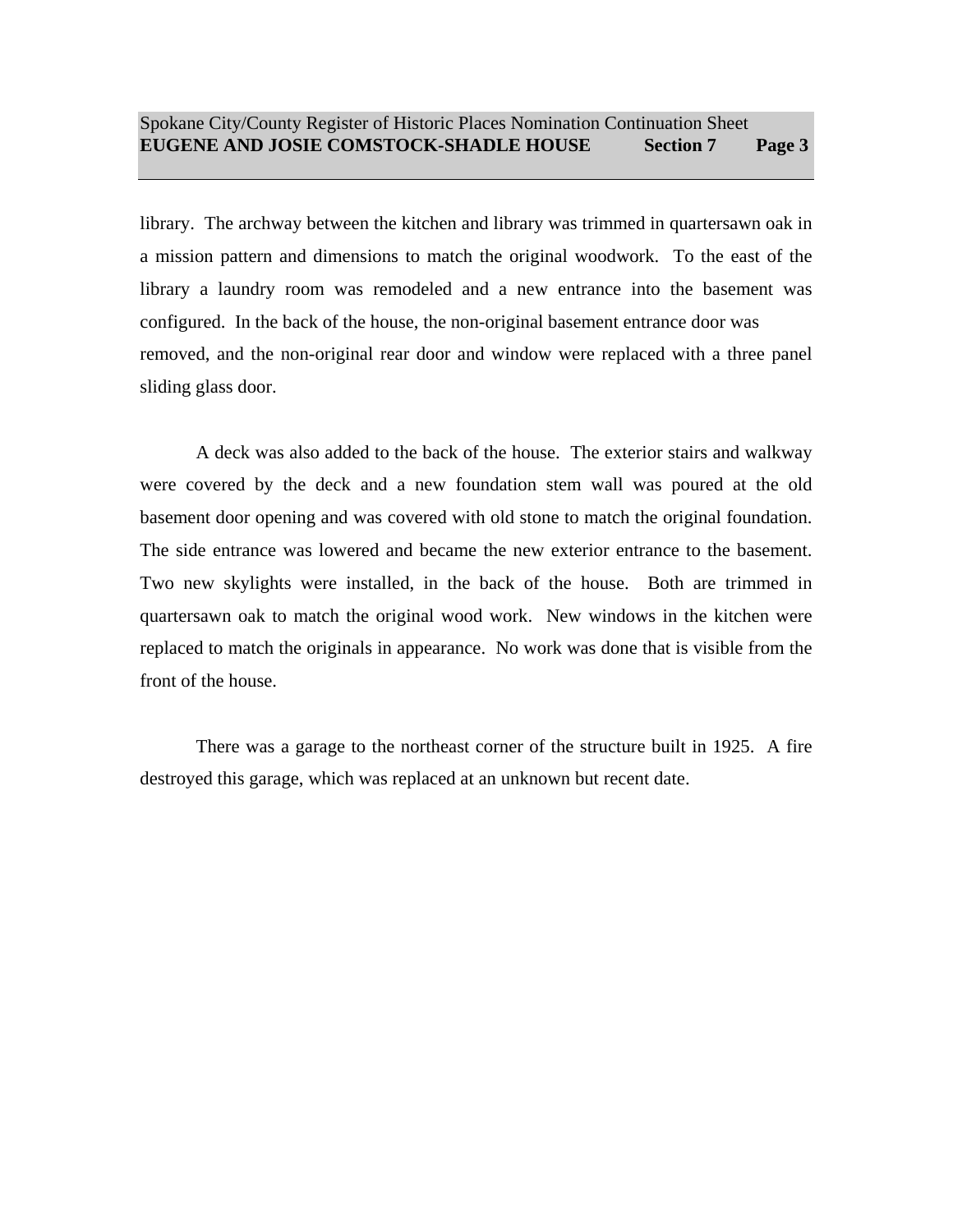library.  The archway between the kitchen and library was trimmed in quartersawn oak in a mission pattern and dimensions to match the original woodwork.  To the east of the library a laundry room was remodeled and a new entrance into the basement was configured.  In the back of the house, the non-original basement entrance door was removed, and the non-original rear door and window were replaced with a three panel sliding glass door.

A deck was also added to the back of the house.  The exterior stairs and walkway were covered by the deck and a new foundation stem wall was poured at the old basement door opening and was covered with old stone to match the original foundation.  The side entrance was lowered and became the new exterior entrance to the basement.  Two new skylights were installed, in the back of the house.  Both are trimmed in quartersawn oak to match the original wood work.  New windows in the kitchen were replaced to match the originals in appearance.  No work was done that is visible from the front of the house.

There was a garage to the northeast corner of the structure built in 1925.  A fire destroyed this garage, which was replaced at an unknown but recent date.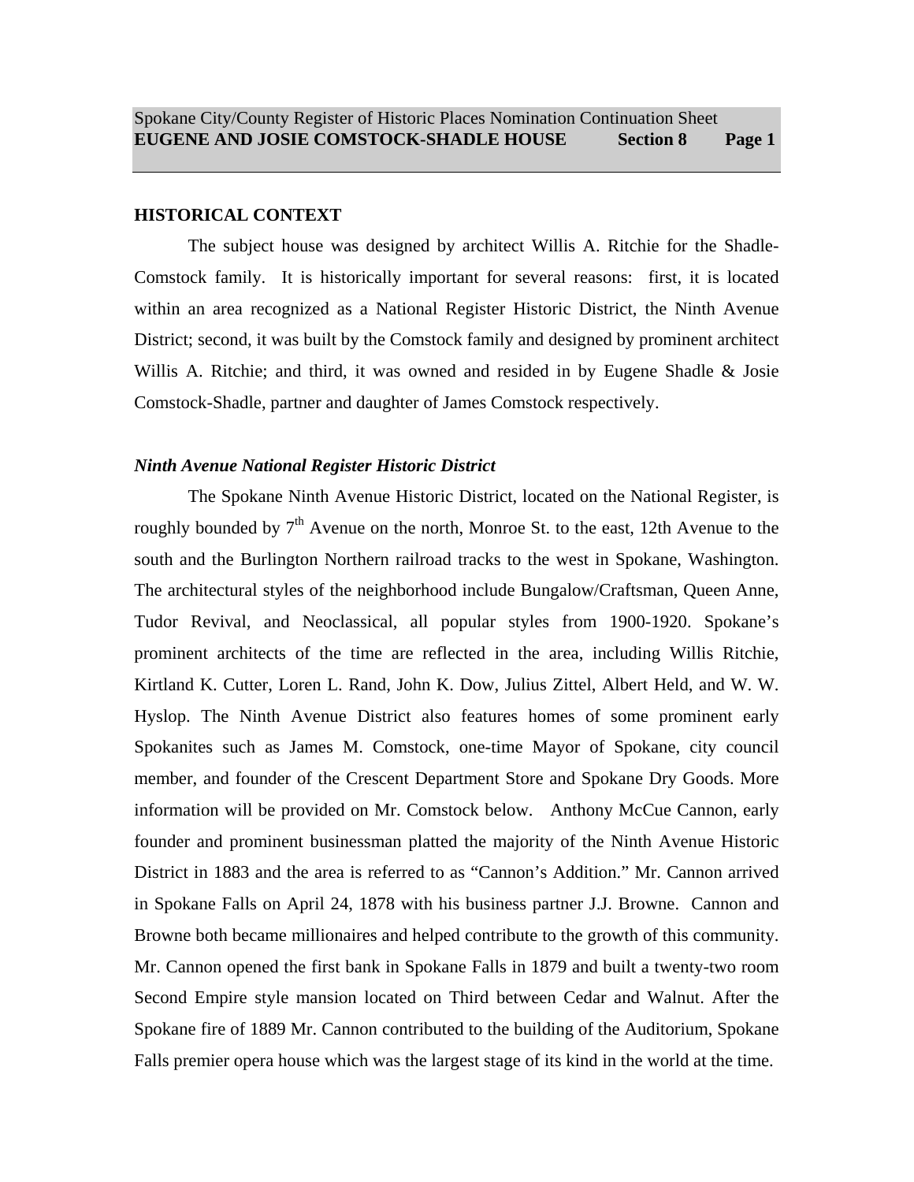## HISTORICAL CONTEXT

The subject house was designed by architect Willis A. Ritchie for the Shadle-Comstock family. It is historically important for several reasons: first, it is located within an area recognized as a National Register Historic District, the Ninth Avenue District; second, it was built by the Comstock family and designed by prominent architect Willis A. Ritchie; and third, it was owned and resided in by Eugene Shadle & Josie Comstock-Shadle, partner and daughter of James Comstock respectively.

### *Ninth Avenue National Register Historic District*

The Spokane Ninth Avenue Historic District, located on the National Register, is roughly bounded by 7th Avenue on the north, Monroe St. to the east, 12th Avenue to the south and the Burlington Northern railroad tracks to the west in Spokane, Washington. The architectural styles of the neighborhood include Bungalow/Craftsman, Queen Anne, Tudor Revival, and Neoclassical, all popular styles from 1900-1920. Spokane's prominent architects of the time are reflected in the area, including Willis Ritchie, Kirtland K. Cutter, Loren L. Rand, John K. Dow, Julius Zittel, Albert Held, and W. W. Hyslop. The Ninth Avenue District also features homes of some prominent early Spokanites such as James M. Comstock, one-time Mayor of Spokane, city council member, and founder of the Crescent Department Store and Spokane Dry Goods. More information will be provided on Mr. Comstock below. Anthony McCue Cannon, early founder and prominent businessman platted the majority of the Ninth Avenue Historic District in 1883 and the area is referred to as "Cannon's Addition." Mr. Cannon arrived in Spokane Falls on April 24, 1878 with his business partner J.J. Browne. Cannon and Browne both became millionaires and helped contribute to the growth of this community. Mr. Cannon opened the first bank in Spokane Falls in 1879 and built a twenty-two room Second Empire style mansion located on Third between Cedar and Walnut. After the Spokane fire of 1889 Mr. Cannon contributed to the building of the Auditorium, Spokane Falls premier opera house which was the largest stage of its kind in the world at the time.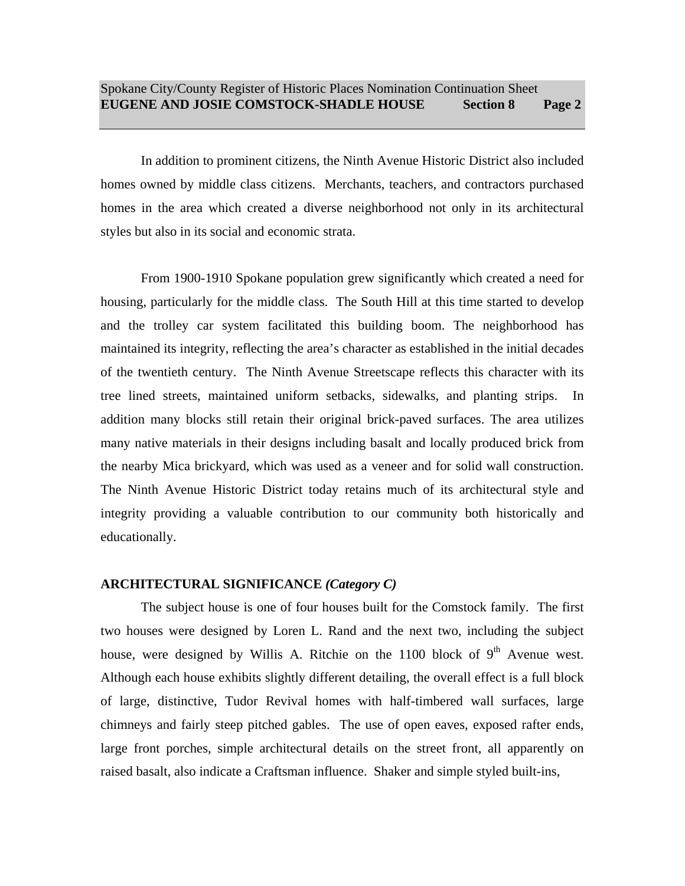In addition to prominent citizens, the Ninth Avenue Historic District also included homes owned by middle class citizens. Merchants, teachers, and contractors purchased homes in the area which created a diverse neighborhood not only in its architectural styles but also in its social and economic strata.

From 1900-1910 Spokane population grew significantly which created a need for housing, particularly for the middle class. The South Hill at this time started to develop and the trolley car system facilitated this building boom. The neighborhood has maintained its integrity, reflecting the area's character as established in the initial decades of the twentieth century. The Ninth Avenue Streetscape reflects this character with its tree lined streets, maintained uniform setbacks, sidewalks, and planting strips. In addition many blocks still retain their original brick-paved surfaces. The area utilizes many native materials in their designs including basalt and locally produced brick from the nearby Mica brickyard, which was used as a veneer and for solid wall construction. The Ninth Avenue Historic District today retains much of its architectural style and integrity providing a valuable contribution to our community both historically and educationally.

**ARCHITECTURAL SIGNIFICANCE *(Category C)***

The subject house is one of four houses built for the Comstock family. The first two houses were designed by Loren L. Rand and the next two, including the subject house, were designed by Willis A. Ritchie on the 1100 block of 9th Avenue west. Although each house exhibits slightly different detailing, the overall effect is a full block of large, distinctive, Tudor Revival homes with half-timbered wall surfaces, large chimneys and fairly steep pitched gables. The use of open eaves, exposed rafter ends, large front porches, simple architectural details on the street front, all apparently on raised basalt, also indicate a Craftsman influence. Shaker and simple styled built-ins,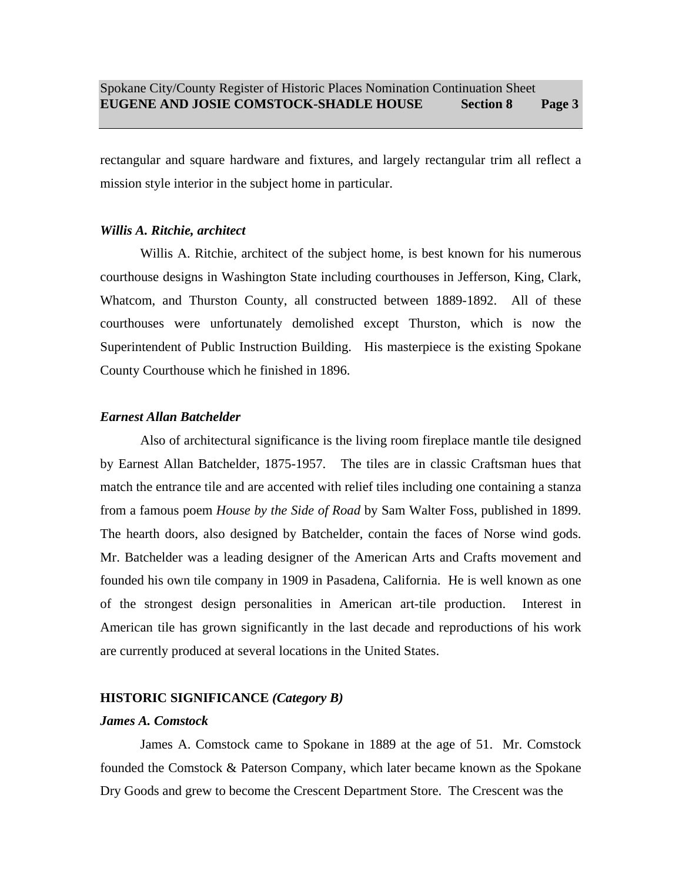rectangular and square hardware and fixtures, and largely rectangular trim all reflect a mission style interior in the subject home in particular.

***Willis A. Ritchie, architect***

Willis A. Ritchie, architect of the subject home, is best known for his numerous courthouse designs in Washington State including courthouses in Jefferson, King, Clark, Whatcom, and Thurston County, all constructed between 1889-1892. All of these courthouses were unfortunately demolished except Thurston, which is now the Superintendent of Public Instruction Building. His masterpiece is the existing Spokane County Courthouse which he finished in 1896.

***Earnest Allan Batchelder***

Also of architectural significance is the living room fireplace mantle tile designed by Earnest Allan Batchelder, 1875-1957. The tiles are in classic Craftsman hues that match the entrance tile and are accented with relief tiles including one containing a stanza from a famous poem *House by the Side of Road* by Sam Walter Foss, published in 1899. The hearth doors, also designed by Batchelder, contain the faces of Norse wind gods. Mr. Batchelder was a leading designer of the American Arts and Crafts movement and founded his own tile company in 1909 in Pasadena, California. He is well known as one of the strongest design personalities in American art-tile production. Interest in American tile has grown significantly in the last decade and reproductions of his work are currently produced at several locations in the United States.

**HISTORIC SIGNIFICANCE *(Category B)***

***James A. Comstock***

James A. Comstock came to Spokane in 1889 at the age of 51. Mr. Comstock founded the Comstock & Paterson Company, which later became known as the Spokane Dry Goods and grew to become the Crescent Department Store. The Crescent was the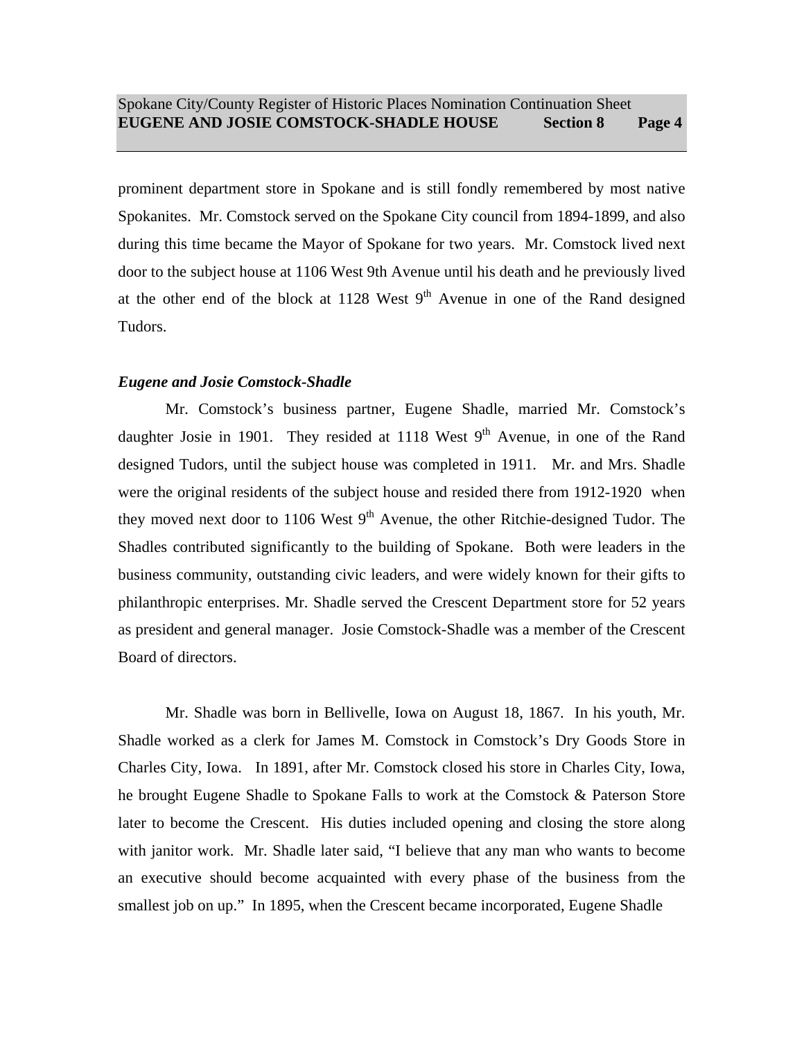prominent department store in Spokane and is still fondly remembered by most native Spokanites. Mr. Comstock served on the Spokane City council from 1894-1899, and also during this time became the Mayor of Spokane for two years. Mr. Comstock lived next door to the subject house at 1106 West 9th Avenue until his death and he previously lived at the other end of the block at 1128 West 9th Avenue in one of the Rand designed Tudors.

### *Eugene and Josie Comstock-Shadle*

Mr. Comstock's business partner, Eugene Shadle, married Mr. Comstock's daughter Josie in 1901. They resided at 1118 West 9th Avenue, in one of the Rand designed Tudors, until the subject house was completed in 1911. Mr. and Mrs. Shadle were the original residents of the subject house and resided there from 1912-1920 when they moved next door to 1106 West 9th Avenue, the other Ritchie-designed Tudor. The Shadles contributed significantly to the building of Spokane. Both were leaders in the business community, outstanding civic leaders, and were widely known for their gifts to philanthropic enterprises. Mr. Shadle served the Crescent Department store for 52 years as president and general manager. Josie Comstock-Shadle was a member of the Crescent Board of directors.

Mr. Shadle was born in Bellivelle, Iowa on August 18, 1867. In his youth, Mr. Shadle worked as a clerk for James M. Comstock in Comstock's Dry Goods Store in Charles City, Iowa. In 1891, after Mr. Comstock closed his store in Charles City, Iowa, he brought Eugene Shadle to Spokane Falls to work at the Comstock & Paterson Store later to become the Crescent. His duties included opening and closing the store along with janitor work. Mr. Shadle later said, "I believe that any man who wants to become an executive should become acquainted with every phase of the business from the smallest job on up." In 1895, when the Crescent became incorporated, Eugene Shadle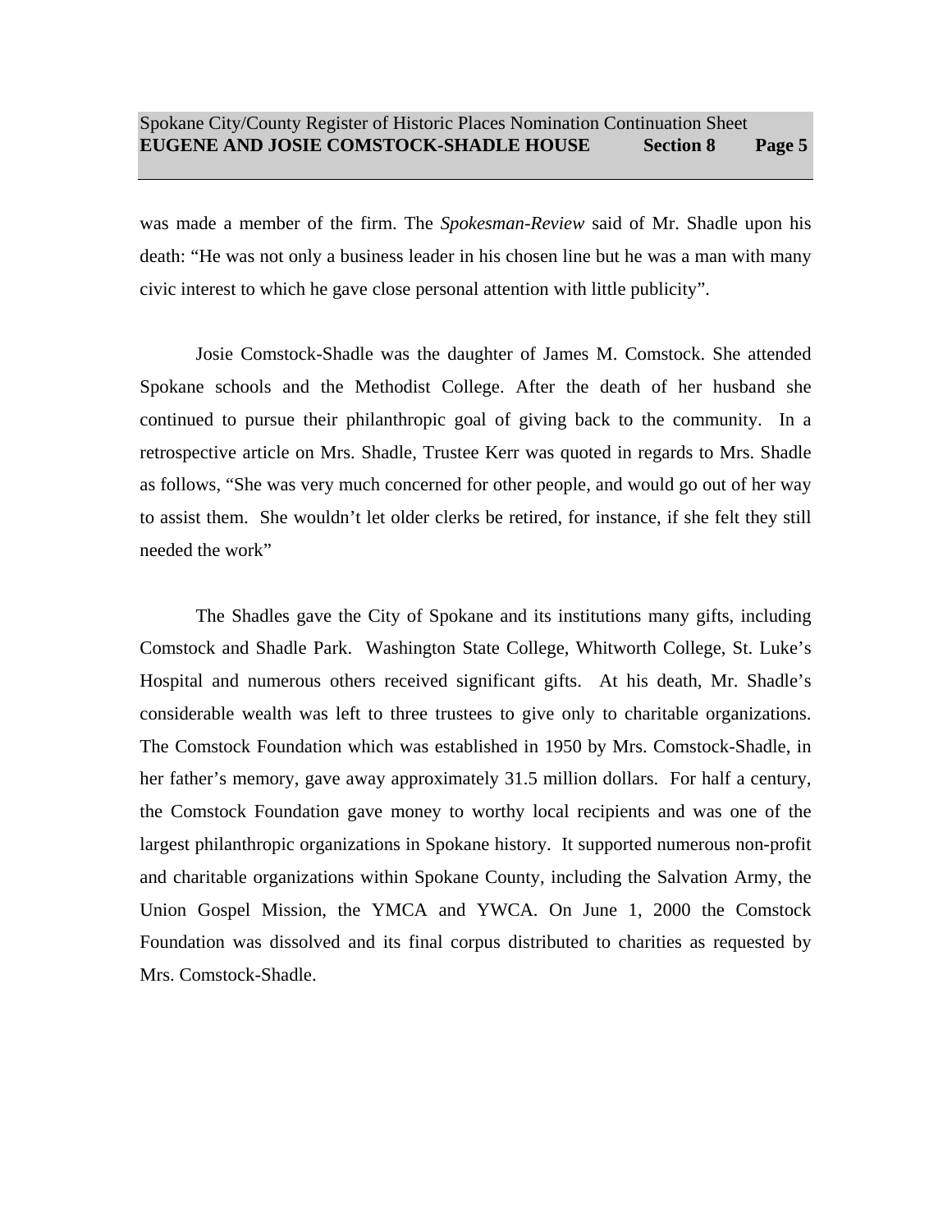was made a member of the firm. The *Spokesman-Review* said of Mr. Shadle upon his death: "He was not only a business leader in his chosen line but he was a man with many civic interest to which he gave close personal attention with little publicity".

Josie Comstock-Shadle was the daughter of James M. Comstock. She attended Spokane schools and the Methodist College. After the death of her husband she continued to pursue their philanthropic goal of giving back to the community. In a retrospective article on Mrs. Shadle, Trustee Kerr was quoted in regards to Mrs. Shadle as follows, "She was very much concerned for other people, and would go out of her way to assist them. She wouldn't let older clerks be retired, for instance, if she felt they still needed the work"

The Shadles gave the City of Spokane and its institutions many gifts, including Comstock and Shadle Park. Washington State College, Whitworth College, St. Luke's Hospital and numerous others received significant gifts. At his death, Mr. Shadle's considerable wealth was left to three trustees to give only to charitable organizations. The Comstock Foundation which was established in 1950 by Mrs. Comstock-Shadle, in her father's memory, gave away approximately 31.5 million dollars. For half a century, the Comstock Foundation gave money to worthy local recipients and was one of the largest philanthropic organizations in Spokane history. It supported numerous non-profit and charitable organizations within Spokane County, including the Salvation Army, the Union Gospel Mission, the YMCA and YWCA. On June 1, 2000 the Comstock Foundation was dissolved and its final corpus distributed to charities as requested by Mrs. Comstock-Shadle.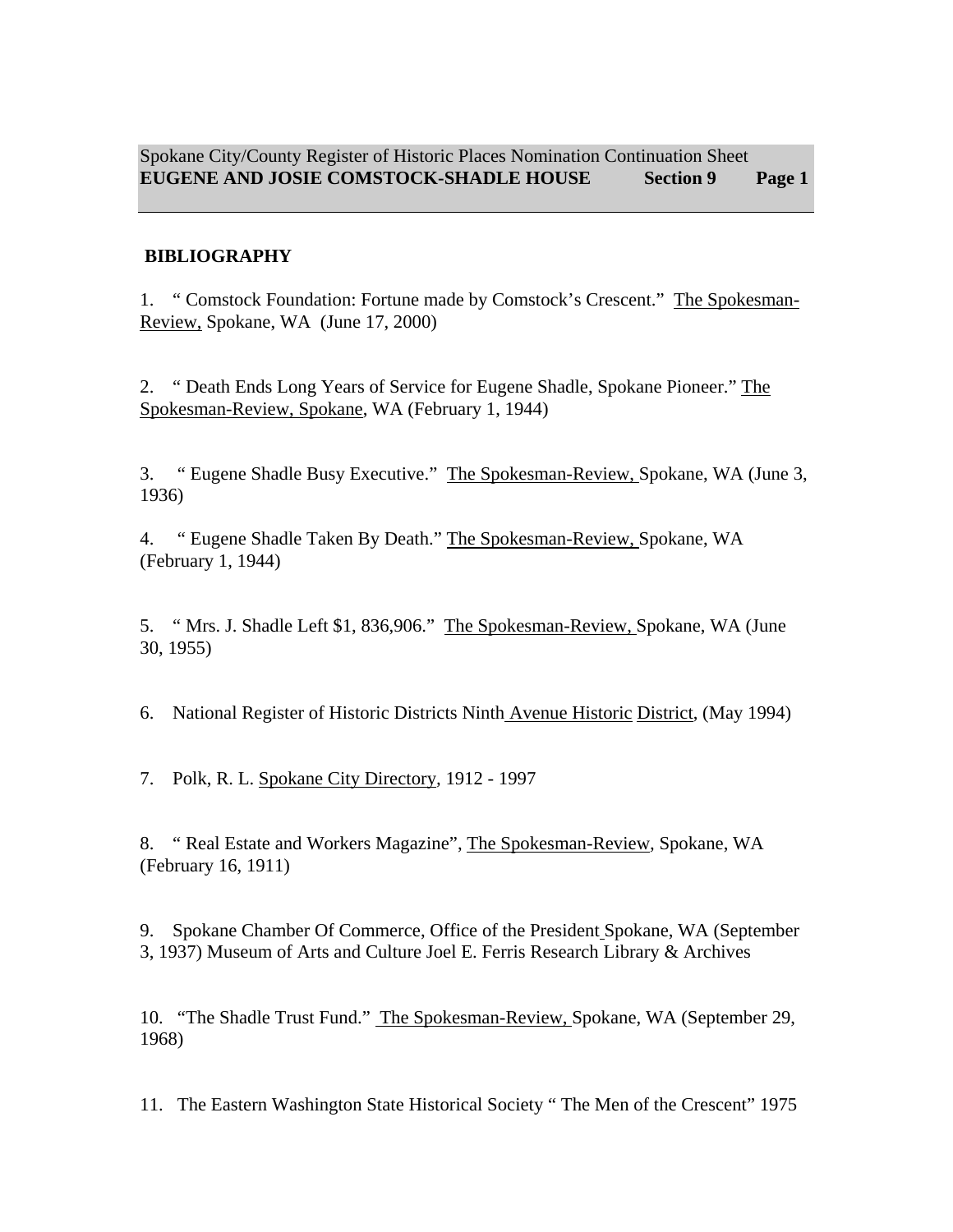## BIBLIOGRAPHY

1. " Comstock Foundation: Fortune made by Comstock's Crescent." The Spokesman-Review, Spokane, WA (June 17, 2000)

2. " Death Ends Long Years of Service for Eugene Shadle, Spokane Pioneer." The Spokesman-Review, Spokane, WA (February 1, 1944)

3. " Eugene Shadle Busy Executive." The Spokesman-Review, Spokane, WA (June 3, 1936)

4. " Eugene Shadle Taken By Death." The Spokesman-Review, Spokane, WA (February 1, 1944)

5. " Mrs. J. Shadle Left $1, 836,906." The Spokesman-Review, Spokane, WA (June 30, 1955)

6. National Register of Historic Districts Ninth Avenue Historic District, (May 1994)

7. Polk, R. L. Spokane City Directory, 1912 - 1997

8. " Real Estate and Workers Magazine", The Spokesman-Review, Spokane, WA (February 16, 1911)

9. Spokane Chamber Of Commerce, Office of the President Spokane, WA (September 3, 1937) Museum of Arts and Culture Joel E. Ferris Research Library & Archives

10. "The Shadle Trust Fund." The Spokesman-Review, Spokane, WA (September 29, 1968)

11. The Eastern Washington State Historical Society " The Men of the Crescent" 1975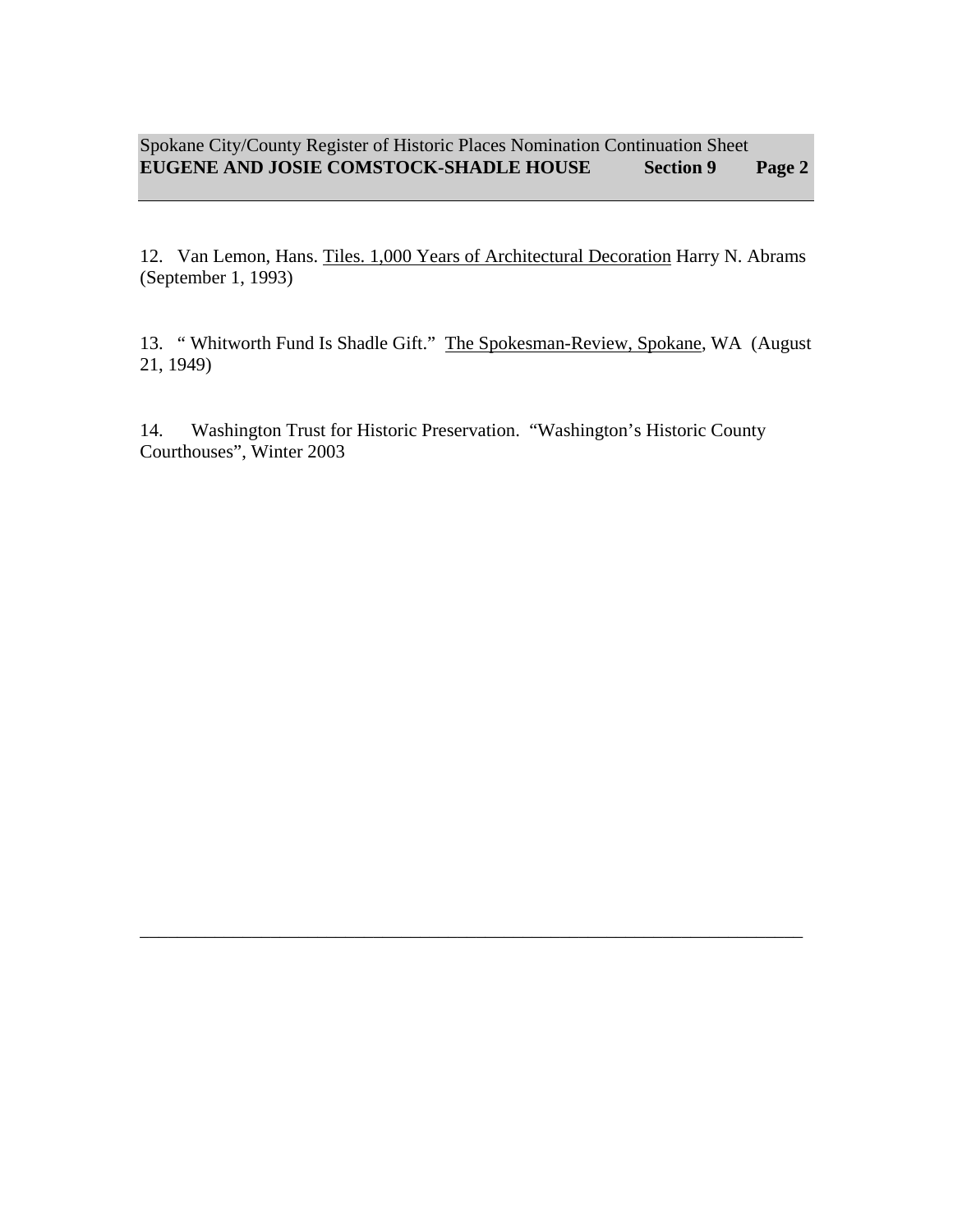12. Van Lemon, Hans. Tiles. 1,000 Years of Architectural Decoration Harry N. Abrams (September 1, 1993)

13. " Whitworth Fund Is Shadle Gift." The Spokesman-Review, Spokane, WA (August 21, 1949)

14. Washington Trust for Historic Preservation. "Washington's Historic County Courthouses", Winter 2003